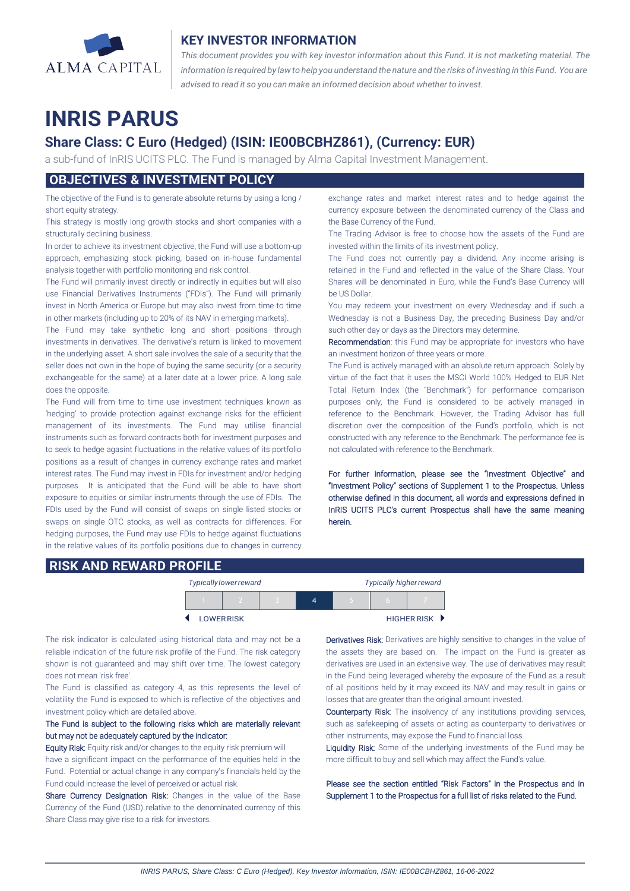## KEY INVESTOR INFORMATION

*This document provides you with key investor information about this Fund. It is not marketing material. The information is required by law to help you understand the nature and the risks of investing in this Fund. You are advised to read it so you can make an informed decision about whether to invest.*

# INRIS PARUS

## Share Class: C Euro (Hedged) (ISIN: IE00BCBHZ861), (Currency: EUR)

a sub-fund of InRIS UCITS PLC. The Fund is managed by Alma Capital Investment Management.

## OBJECTIVES & INVESTMENT POLICY

The objective of the Fund is to generate absolute returns by using a long / short equity strategy.

This strategy is mostly long growth stocks and short companies with a structurally declining business.

In order to achieve its investment objective, the Fund will use a bottom-up approach, emphasizing stock picking, based on in-house fundamental analysis together with portfolio monitoring and risk control.

The Fund will primarily invest directly or indirectly in equities but will also use Financial Derivatives Instruments ("FDIs"). The Fund will primarily invest in North America or Europe but may also invest from time to time in other markets (including up to 20% of its NAV in emerging markets).

The Fund may take synthetic long and short positions through investments in derivatives. The derivative's return is linked to movement in the underlying asset. A short sale involves the sale of a security that the seller does not own in the hope of buying the same security (or a security exchangeable for the same) at a later date at a lower price. A long sale does the opposite.

The Fund will from time to time use investment techniques known as 'hedging' to provide protection against exchange risks for the efficient management of its investments. The Fund may utilise financial instruments such as forward contracts both for investment purposes and to seek to hedge agasint fluctuations in the relative values of its portfolio positions as a result of changes in currency exchange rates and market interest rates. The Fund may invest in FDIs for investment and/or hedging purposes. It is anticipated that the Fund will be able to have short exposure to equities or similar instruments through the use of FDIs. The FDIs used by the Fund will consist of swaps on single listed stocks or swaps on single OTC stocks, as well as contracts for differences. For hedging purposes, the Fund may use FDIs to hedge against fluctuations in the relative values of its portfolio positions due to changes in currency exchange rates and market interest rates and to hedge against the currency exposure between the denominated currency of the Class and the Base Currency of the Fund.

The Trading Advisor is free to choose how the assets of the Fund are invested within the limits of its investment policy.

The Fund does not currently pay a dividend. Any income arising is retained in the Fund and reflected in the value of the Share Class. Your Shares will be denominated in Euro, while the Fund's Base Currency will be US Dollar.

You may redeem your investment on every Wednesday and if such a Wednesday is not a Business Day, the preceding Business Day and/or such other day or days as the Directors may determine.

**Recommendation**: this Fund may be appropriate for investors who have an investment horizon of three years or more.

The Fund is actively managed with an absolute return approach. Solely by virtue of the fact that it uses the MSCI World 100% Hedged to EUR Net Total Return Index (the "Benchmark") for performance comparison purposes only, the Fund is considered to be actively managed in reference to the Benchmark. However, the Trading Advisor has full discretion over the composition of the Fund's portfolio, which is not constructed with any reference to the Benchmark. The performance fee is not calculated with reference to the Benchmark.

**For further information, please see the "Investment Objective" and "Investment Policy" sections of Supplement 1 to the Prospectus. Unless otherwise defined in this document, all words and expressions defined in InRIS UCITS PLC's current Prospectus shall have the same meaning herein.**

## RISK AND REWARD PROFILE

| *Typically lower reward* | | | | | | *Typically higher reward* |
|---|---|---|---|---|---|---|
| 1 | 2 | 3 | **4** | 5 | 6 | 7 |
| ◄ LOWER RISK | | | | | | HIGHER RISK ► |

The risk indicator is calculated using historical data and may not be a reliable indication of the future risk profile of the Fund. The risk category shown is not guaranteed and may shift over time. The lowest category does not mean 'risk free'.

The Fund is classified as category 4, as this represents the level of volatility the Fund is exposed to which is reflective of the objectives and investment policy which are detailed above.

**The Fund is subject to the following risks which are materially relevant but may not be adequately captured by the indicator:**

**Equity Risk:** Equity risk and/or changes to the equity risk premium will have a significant impact on the performance of the equities held in the Fund. Potential or actual change in any company's financials held by the Fund could increase the level of perceived or actual risk.

**Share Currency Designation Risk:** Changes in the value of the Base Currency of the Fund (USD) relative to the denominated currency of this Share Class may give rise to a risk for investors.

**Derivatives Risk:** Derivatives are highly sensitive to changes in the value of the assets they are based on. The impact on the Fund is greater as derivatives are used in an extensive way. The use of derivatives may result in the Fund being leveraged whereby the exposure of the Fund as a result of all positions held by it may exceed its NAV and may result in gains or losses that are greater than the original amount invested.

**Counterparty Risk**: The insolvency of any institutions providing services, such as safekeeping of assets or acting as counterparty to derivatives or other instruments, may expose the Fund to financial loss.

**Liquidity Risk:** Some of the underlying investments of the Fund may be more difficult to buy and sell which may affect the Fund's value.

**Please see the section entitled "Risk Factors" in the Prospectus and in Supplement 1 to the Prospectus for a full list of risks related to the Fund.**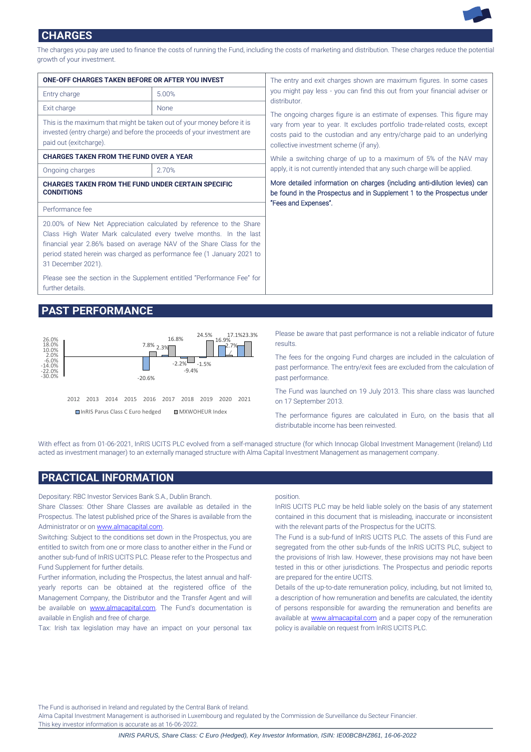## CHARGES

The charges you pay are used to finance the costs of running the Fund, including the costs of marketing and distribution. These charges reduce the potential growth of your investment.

| ONE-OFF CHARGES TAKEN BEFORE OR AFTER YOU INVEST | |
|---|---|
| Entry charge | 5.00% |
| Exit charge | None |
| This is the maximum that might be taken out of your money before it is invested (entry charge) and before the proceeds of your investment are paid out (exitcharge). | |
| **CHARGES TAKEN FROM THE FUND OVER A YEAR** | |
| Ongoing charges | 2.70% |
| **CHARGES TAKEN FROM THE FUND UNDER CERTAIN SPECIFIC CONDITIONS** | |
| Performance fee | |
| 20.00% of New Net Appreciation calculated by reference to the Share Class High Water Mark calculated every twelve months. In the last financial year 2.86% based on average NAV of the Share Class for the period stated herein was charged as performance fee (1 January 2021 to 31 December 2021). Please see the section in the Supplement entitled "Performance Fee" for further details. | |

The entry and exit charges shown are maximum figures. In some cases you might pay less - you can find this out from your financial adviser or distributor.

The ongoing charges figure is an estimate of expenses. This figure may vary from year to year. It excludes portfolio trade-related costs, except costs paid to the custodian and any entry/charge paid to an underlying collective investment scheme (if any).

While a switching charge of up to a maximum of 5% of the NAV may apply, it is not currently intended that any such charge will be applied.

More detailed information on charges (including anti-dilution levies) can be found in the Prospectus and in Supplement 1 to the Prospectus under "Fees and Expenses".

## PAST PERFORMANCE

26.0%
18.0%
10.0%
2.0%
-6.0%
-14.0%
-22.0%
-30.0%

-20.6%
7.8%
2.3%
16.8%
-2.2%
-9.4%
24.5%
-1.5%
16.9%
2.7%
17.1%
23.3%

2012 2013 2014 2015 2016 2017 2018 2019 2020 2021

InRIS Parus Class C Euro hedged
MXWOHEUR Index

Please be aware that past performance is not a reliable indicator of future results.

The fees for the ongoing Fund charges are included in the calculation of past performance. The entry/exit fees are excluded from the calculation of past performance.

The Fund was launched on 19 July 2013. This share class was launched on 17 September 2013.

The performance figures are calculated in Euro, on the basis that all distributable income has been reinvested.

With effect as from 01-06-2021, InRIS UCITS PLC evolved from a self-managed structure (for which Innocap Global Investment Management (Ireland) Ltd acted as investment manager) to an externally managed structure with Alma Capital Investment Management as management company.

## PRACTICAL INFORMATION

Depositary: RBC Investor Services Bank S.A., Dublin Branch.

Share Classes: Other Share Classes are available as detailed in the Prospectus. The latest published price of the Shares is available from the Administrator or on www.almacapital.com.

Switching: Subject to the conditions set down in the Prospectus, you are entitled to switch from one or more class to another either in the Fund or another sub-fund of InRIS UCITS PLC. Please refer to the Prospectus and Fund Supplement for further details.

Further information, including the Prospectus, the latest annual and half-yearly reports can be obtained at the registered office of the Management Company, the Distributor and the Transfer Agent and will be available on www.almacapital.com. The Fund's documentation is available in English and free of charge.

Tax: Irish tax legislation may have an impact on your personal tax position.

InRIS UCITS PLC may be held liable solely on the basis of any statement contained in this document that is misleading, inaccurate or inconsistent with the relevant parts of the Prospectus for the UCITS.

The Fund is a sub-fund of InRIS UCITS PLC. The assets of this Fund are segregated from the other sub-funds of the InRIS UCITS PLC, subject to the provisions of Irish law. However, these provisions may not have been tested in this or other jurisdictions. The Prospectus and periodic reports are prepared for the entire UCITS.

Details of the up-to-date remuneration policy, including, but not limited to, a description of how remuneration and benefits are calculated, the identity of persons responsible for awarding the remuneration and benefits are available at www.almacapital.com and a paper copy of the remuneration policy is available on request from InRIS UCITS PLC.

The Fund is authorised in Ireland and regulated by the Central Bank of Ireland.
Alma Capital Investment Management is authorised in Luxembourg and regulated by the Commission de Surveillance du Secteur Financier.
This key investor information is accurate as at 16-06-2022.